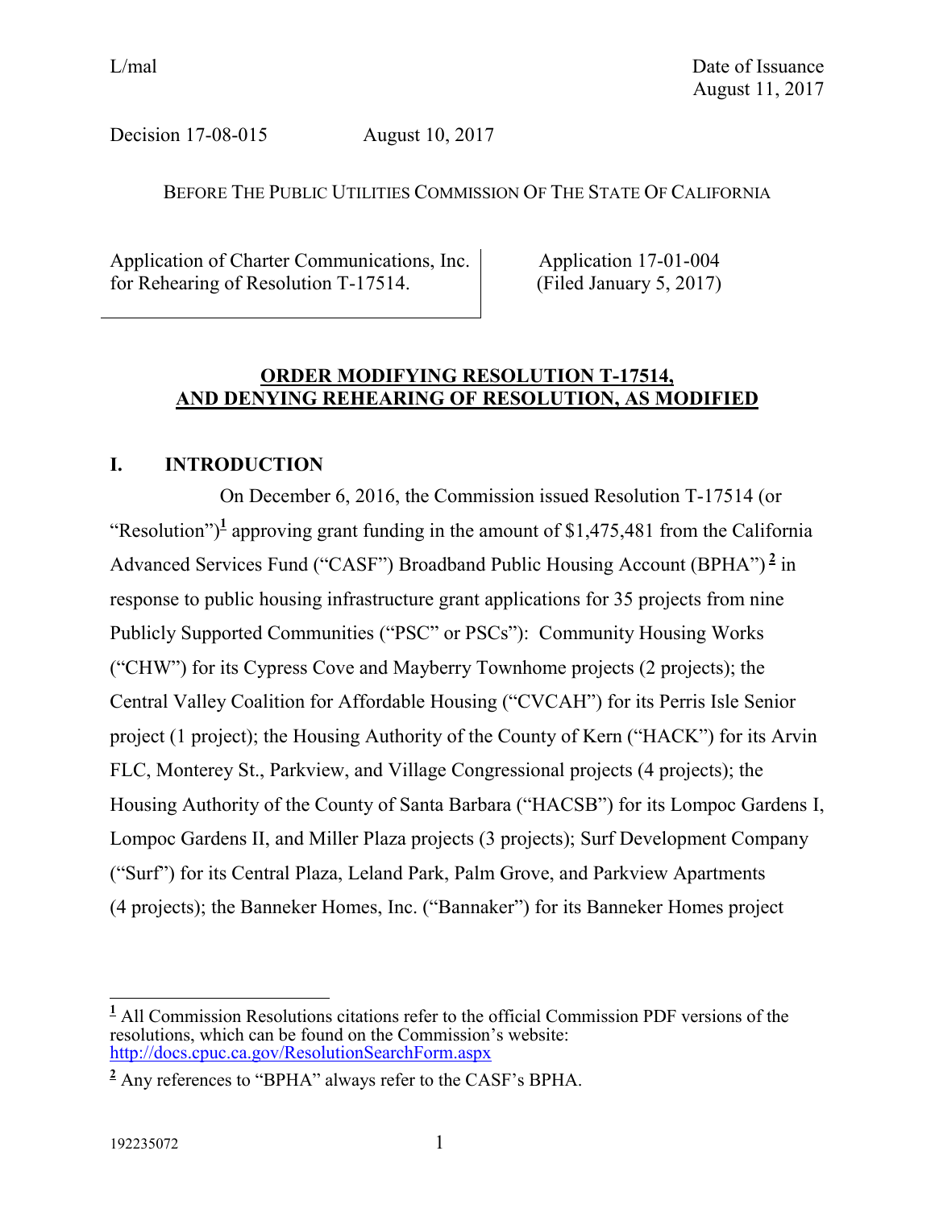L/mal

Date of Issuance
August 11, 2017

Decision 17-08-015 August 10, 2017

BEFORE THE PUBLIC UTILITIES COMMISSION OF THE STATE OF CALIFORNIA

| | |
|---|---|
| Application of Charter Communications, Inc. for Rehearing of Resolution T-17514. | Application 17-01-004 (Filed January 5, 2017) |

**ORDER MODIFYING RESOLUTION T-17514, AND DENYING REHEARING OF RESOLUTION, AS MODIFIED**

## I. INTRODUCTION

On December 6, 2016, the Commission issued Resolution T-17514 (or "Resolution")[1] approving grant funding in the amount of $1,475,481 from the California Advanced Services Fund ("CASF") Broadband Public Housing Account (BPHA")[2] in response to public housing infrastructure grant applications for 35 projects from nine Publicly Supported Communities ("PSC" or PSCs"): Community Housing Works ("CHW") for its Cypress Cove and Mayberry Townhome projects (2 projects); the Central Valley Coalition for Affordable Housing ("CVCAH") for its Perris Isle Senior project (1 project); the Housing Authority of the County of Kern ("HACK") for its Arvin FLC, Monterey St., Parkview, and Village Congressional projects (4 projects); the Housing Authority of the County of Santa Barbara ("HACSB") for its Lompoc Gardens I, Lompoc Gardens II, and Miller Plaza projects (3 projects); Surf Development Company ("Surf") for its Central Plaza, Leland Park, Palm Grove, and Parkview Apartments (4 projects); the Banneker Homes, Inc. ("Bannaker") for its Banneker Homes project

[1] All Commission Resolutions citations refer to the official Commission PDF versions of the resolutions, which can be found on the Commission's website: http://docs.cpuc.ca.gov/ResolutionSearchForm.aspx

[2] Any references to "BPHA" always refer to the CASF's BPHA.

192235072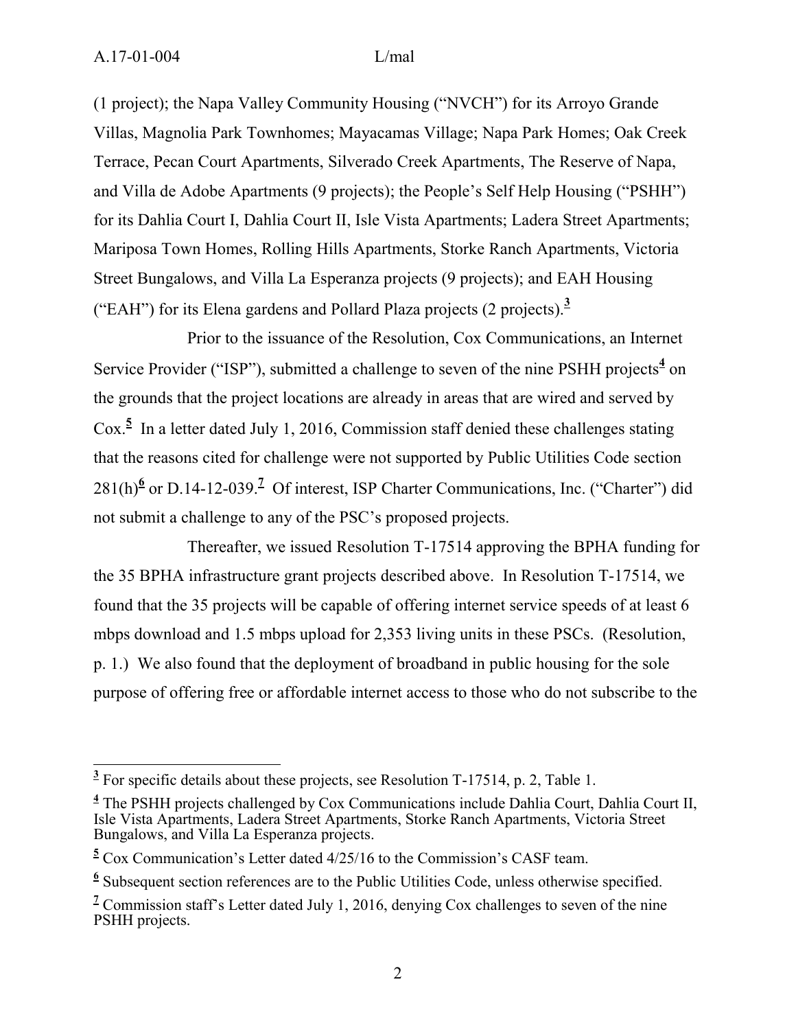(1 project); the Napa Valley Community Housing ("NVCH") for its Arroyo Grande Villas, Magnolia Park Townhomes; Mayacamas Village; Napa Park Homes; Oak Creek Terrace, Pecan Court Apartments, Silverado Creek Apartments, The Reserve of Napa, and Villa de Adobe Apartments (9 projects); the People's Self Help Housing ("PSHH") for its Dahlia Court I, Dahlia Court II, Isle Vista Apartments; Ladera Street Apartments; Mariposa Town Homes, Rolling Hills Apartments, Storke Ranch Apartments, Victoria Street Bungalows, and Villa La Esperanza projects (9 projects); and EAH Housing ("EAH") for its Elena gardens and Pollard Plaza projects (2 projects).[3]

Prior to the issuance of the Resolution, Cox Communications, an Internet Service Provider ("ISP"), submitted a challenge to seven of the nine PSHH projects[4] on the grounds that the project locations are already in areas that are wired and served by Cox.[5] In a letter dated July 1, 2016, Commission staff denied these challenges stating that the reasons cited for challenge were not supported by Public Utilities Code section 281(h)[6] or D.14-12-039.[7] Of interest, ISP Charter Communications, Inc. ("Charter") did not submit a challenge to any of the PSC's proposed projects.

Thereafter, we issued Resolution T-17514 approving the BPHA funding for the 35 BPHA infrastructure grant projects described above. In Resolution T-17514, we found that the 35 projects will be capable of offering internet service speeds of at least 6 mbps download and 1.5 mbps upload for 2,353 living units in these PSCs. (Resolution, p. 1.) We also found that the deployment of broadband in public housing for the sole purpose of offering free or affordable internet access to those who do not subscribe to the

---

[3] For specific details about these projects, see Resolution T-17514, p. 2, Table 1.

[4] The PSHH projects challenged by Cox Communications include Dahlia Court, Dahlia Court II, Isle Vista Apartments, Ladera Street Apartments, Storke Ranch Apartments, Victoria Street Bungalows, and Villa La Esperanza projects.

[5] Cox Communication's Letter dated 4/25/16 to the Commission's CASF team.

[6] Subsequent section references are to the Public Utilities Code, unless otherwise specified.

[7] Commission staff's Letter dated July 1, 2016, denying Cox challenges to seven of the nine PSHH projects.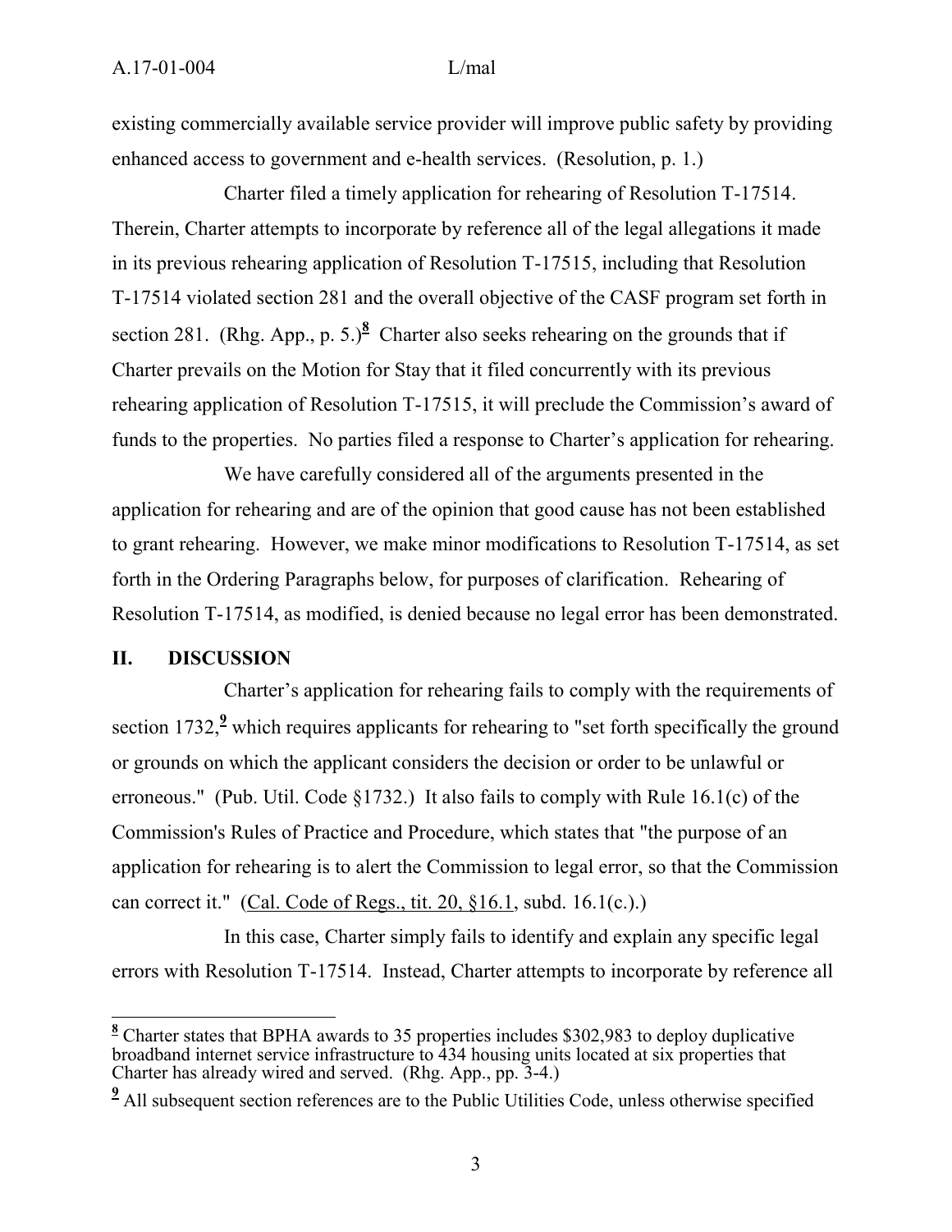existing commercially available service provider will improve public safety by providing enhanced access to government and e-health services. (Resolution, p. 1.)

Charter filed a timely application for rehearing of Resolution T-17514. Therein, Charter attempts to incorporate by reference all of the legal allegations it made in its previous rehearing application of Resolution T-17515, including that Resolution T-17514 violated section 281 and the overall objective of the CASF program set forth in section 281. (Rhg. App., p. 5.)[8] Charter also seeks rehearing on the grounds that if Charter prevails on the Motion for Stay that it filed concurrently with its previous rehearing application of Resolution T-17515, it will preclude the Commission's award of funds to the properties. No parties filed a response to Charter's application for rehearing.

We have carefully considered all of the arguments presented in the application for rehearing and are of the opinion that good cause has not been established to grant rehearing. However, we make minor modifications to Resolution T-17514, as set forth in the Ordering Paragraphs below, for purposes of clarification. Rehearing of Resolution T-17514, as modified, is denied because no legal error has been demonstrated.

## II. DISCUSSION

Charter's application for rehearing fails to comply with the requirements of section 1732,[9] which requires applicants for rehearing to "set forth specifically the ground or grounds on which the applicant considers the decision or order to be unlawful or erroneous." (Pub. Util. Code §1732.) It also fails to comply with Rule 16.1(c) of the Commission's Rules of Practice and Procedure, which states that "the purpose of an application for rehearing is to alert the Commission to legal error, so that the Commission can correct it." (Cal. Code of Regs., tit. 20, §16.1, subd. 16.1(c).)

In this case, Charter simply fails to identify and explain any specific legal errors with Resolution T-17514. Instead, Charter attempts to incorporate by reference all

---

[8] Charter states that BPHA awards to 35 properties includes $302,983 to deploy duplicative broadband internet service infrastructure to 434 housing units located at six properties that Charter has already wired and served. (Rhg. App., pp. 3-4.)

[9] All subsequent section references are to the Public Utilities Code, unless otherwise specified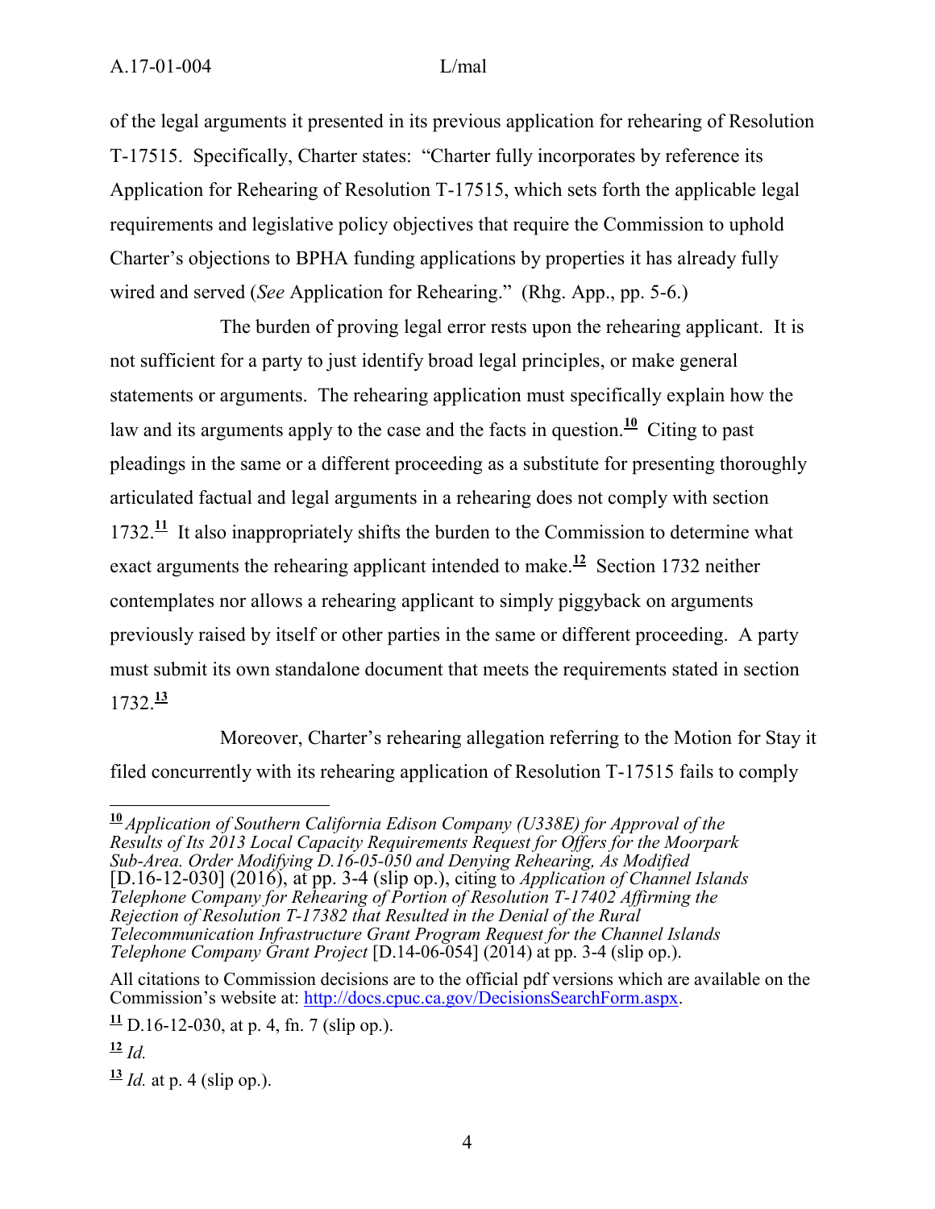of the legal arguments it presented in its previous application for rehearing of Resolution T-17515. Specifically, Charter states: "Charter fully incorporates by reference its Application for Rehearing of Resolution T-17515, which sets forth the applicable legal requirements and legislative policy objectives that require the Commission to uphold Charter's objections to BPHA funding applications by properties it has already fully wired and served (*See* Application for Rehearing." (Rhg. App., pp. 5-6.)

The burden of proving legal error rests upon the rehearing applicant. It is not sufficient for a party to just identify broad legal principles, or make general statements or arguments. The rehearing application must specifically explain how the law and its arguments apply to the case and the facts in question.[10] Citing to past pleadings in the same or a different proceeding as a substitute for presenting thoroughly articulated factual and legal arguments in a rehearing does not comply with section 1732.[11] It also inappropriately shifts the burden to the Commission to determine what exact arguments the rehearing applicant intended to make.[12] Section 1732 neither contemplates nor allows a rehearing applicant to simply piggyback on arguments previously raised by itself or other parties in the same or different proceeding. A party must submit its own standalone document that meets the requirements stated in section 1732.[13]

Moreover, Charter's rehearing allegation referring to the Motion for Stay it filed concurrently with its rehearing application of Resolution T-17515 fails to comply

---

[10] *Application of Southern California Edison Company (U338E) for Approval of the Results of Its 2013 Local Capacity Requirements Request for Offers for the Moorpark Sub-Area. Order Modifying D.16-05-050 and Denying Rehearing, As Modified* [D.16-12-030] (2016), at pp. 3-4 (slip op.), citing to *Application of Channel Islands Telephone Company for Rehearing of Portion of Resolution T-17402 Affirming the Rejection of Resolution T-17382 that Resulted in the Denial of the Rural Telecommunication Infrastructure Grant Program Request for the Channel Islands Telephone Company Grant Project* [D.14-06-054] (2014) at pp. 3-4 (slip op.).

All citations to Commission decisions are to the official pdf versions which are available on the Commission's website at: http://docs.cpuc.ca.gov/DecisionsSearchForm.aspx.

[11] D.16-12-030, at p. 4, fn. 7 (slip op.).

[12] *Id.*

[13] *Id.* at p. 4 (slip op.).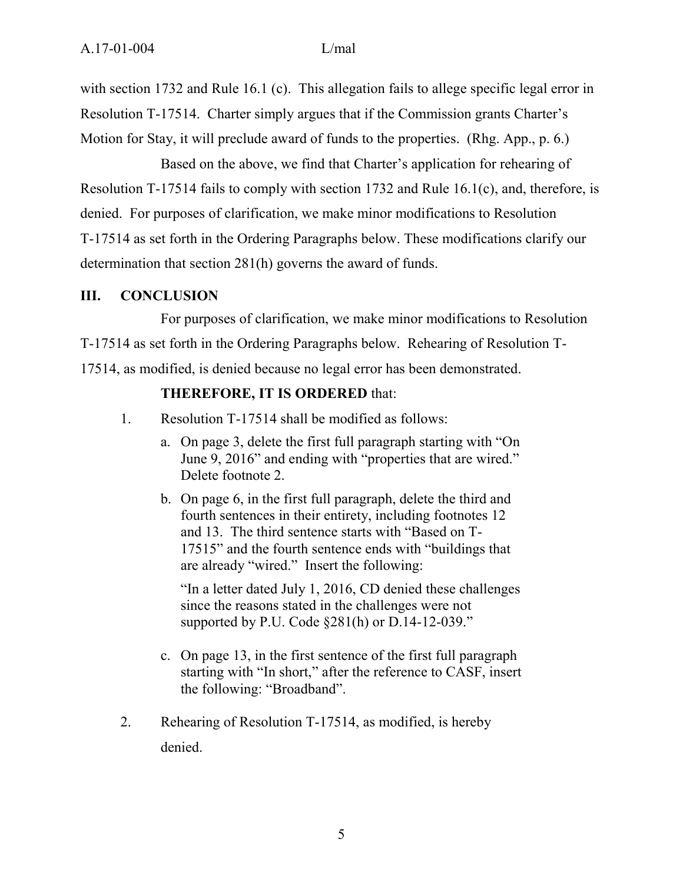with section 1732 and Rule 16.1 (c). This allegation fails to allege specific legal error in Resolution T-17514. Charter simply argues that if the Commission grants Charter's Motion for Stay, it will preclude award of funds to the properties. (Rhg. App., p. 6.)

Based on the above, we find that Charter's application for rehearing of Resolution T-17514 fails to comply with section 1732 and Rule 16.1(c), and, therefore, is denied. For purposes of clarification, we make minor modifications to Resolution T-17514 as set forth in the Ordering Paragraphs below. These modifications clarify our determination that section 281(h) governs the award of funds.

## III. CONCLUSION

For purposes of clarification, we make minor modifications to Resolution T-17514 as set forth in the Ordering Paragraphs below. Rehearing of Resolution T-17514, as modified, is denied because no legal error has been demonstrated.

**THEREFORE, IT IS ORDERED** that:

1. Resolution T-17514 shall be modified as follows:
   a. On page 3, delete the first full paragraph starting with "On June 9, 2016" and ending with "properties that are wired." Delete footnote 2.
   b. On page 6, in the first full paragraph, delete the third and fourth sentences in their entirety, including footnotes 12 and 13. The third sentence starts with "Based on T-17515" and the fourth sentence ends with "buildings that are already "wired." Insert the following:

      "In a letter dated July 1, 2016, CD denied these challenges since the reasons stated in the challenges were not supported by P.U. Code §281(h) or D.14-12-039."

   c. On page 13, in the first sentence of the first full paragraph starting with "In short," after the reference to CASF, insert the following: "Broadband".
2. Rehearing of Resolution T-17514, as modified, is hereby denied.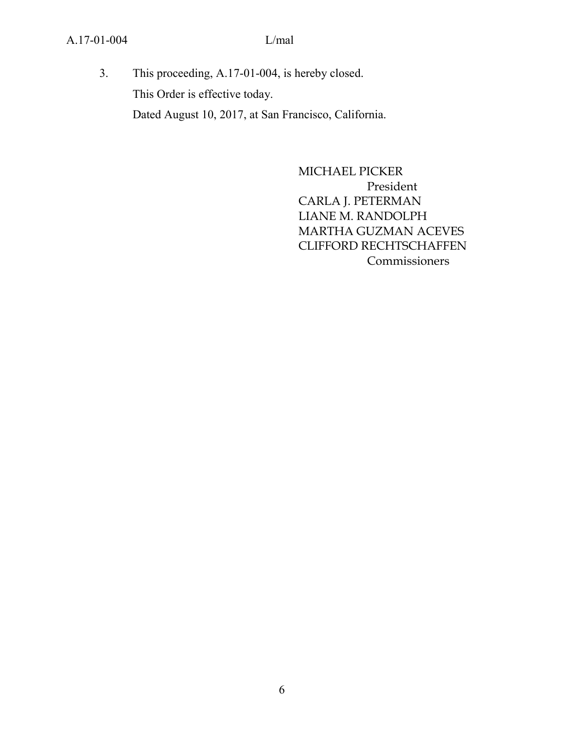3. This proceeding, A.17-01-004, is hereby closed.

This Order is effective today.

Dated August 10, 2017, at San Francisco, California.

MICHAEL PICKER
President
CARLA J. PETERMAN
LIANE M. RANDOLPH
MARTHA GUZMAN ACEVES
CLIFFORD RECHTSCHAFFEN
Commissioners